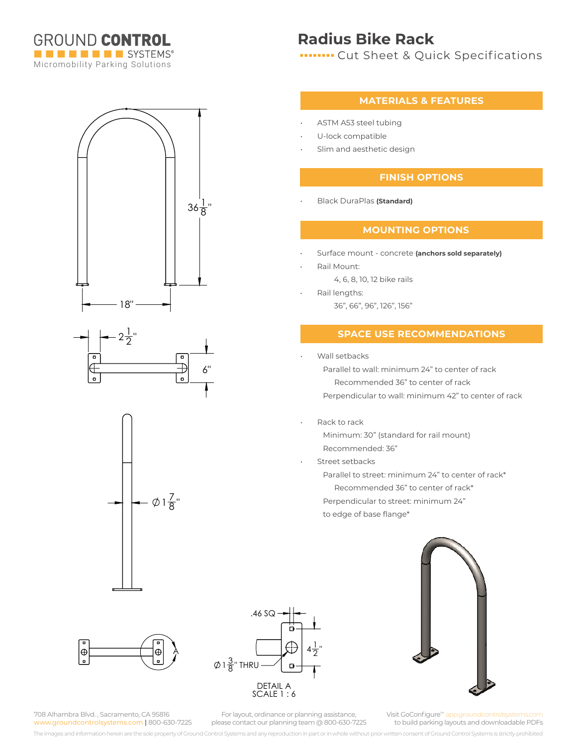GROUND CONTROL SYSTEMS®
Micromobility Parking Solutions

# Radius Bike Rack

Cut Sheet & Quick Specifications

## MATERIALS & FEATURES

- ASTM A53 steel tubing
- U-lock compatible
- Slim and aesthetic design

## FINISH OPTIONS

- Black DuraPlas **(Standard)**

## MOUNTING OPTIONS

- Surface mount - concrete **(anchors sold separately)**
- Rail Mount:
  - 4, 6, 8, 10, 12 bike rails
- Rail lengths:
  - 36", 66", 96", 126", 156"

## SPACE USE RECOMMENDATIONS

- Wall setbacks
  - Parallel to wall: minimum 24" to center of rack
    - Recommended 36" to center of rack
  - Perpendicular to wall: minimum 42" to center of rack
- Rack to rack
  - Minimum: 30" (standard for rail mount)
  - Recommended: 36"
- Street setbacks
  - Parallel to street: minimum 24" to center of rack*
    - Recommended 36" to center of rack*
  - Perpendicular to street: minimum 24" to edge of base flange*

36 1/8"

18"

2 1/2"

6"

Ø 1 7/8"

.46 SQ

4 1/2"

Ø 1 3/8" THRU

DETAIL A
SCALE 1 : 6

708 Alhambra Blvd., Sacramento, CA 95816
www.groundcontrolsystems.com | 800-630-7225

For layout, ordinance or planning assistance, please contact our planning team @ 800-630-7225

Visit GoConfigure™ app.groundcontrolsystems.com to build parking layouts and downloadable PDFs

The images and information herein are the sole property of Ground Control Systems and any reproduction in part or in whole without prior written consent of Ground Control Systems is strictly prohibited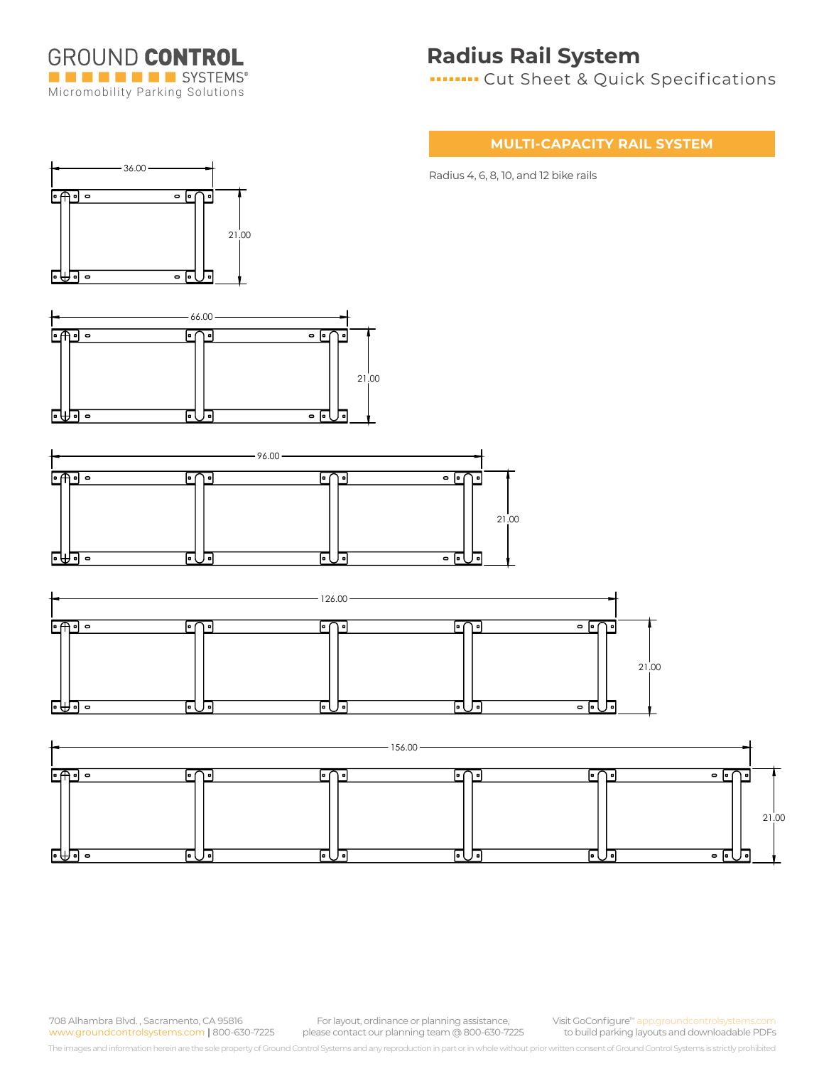# Radius Rail System

Cut Sheet & Quick Specifications

## MULTI-CAPACITY RAIL SYSTEM

Radius 4, 6, 8, 10, and 12 bike rails

36.00

21.00

66.00

21.00

96.00

21.00

126.00

21.00

156.00

21.00

708 Alhambra Blvd., Sacramento, CA 95816
www.groundcontrolsystems.com | 800-630-7225

For layout, ordinance or planning assistance, please contact our planning team @ 800-630-7225

Visit GoConfigure™ app.groundcontrolsystems.com to build parking layouts and downloadable PDFs

The images and information herein are the sole property of Ground Control Systems and any reproduction in part or in whole without prior written consent of Ground Control Systems is strictly prohibited